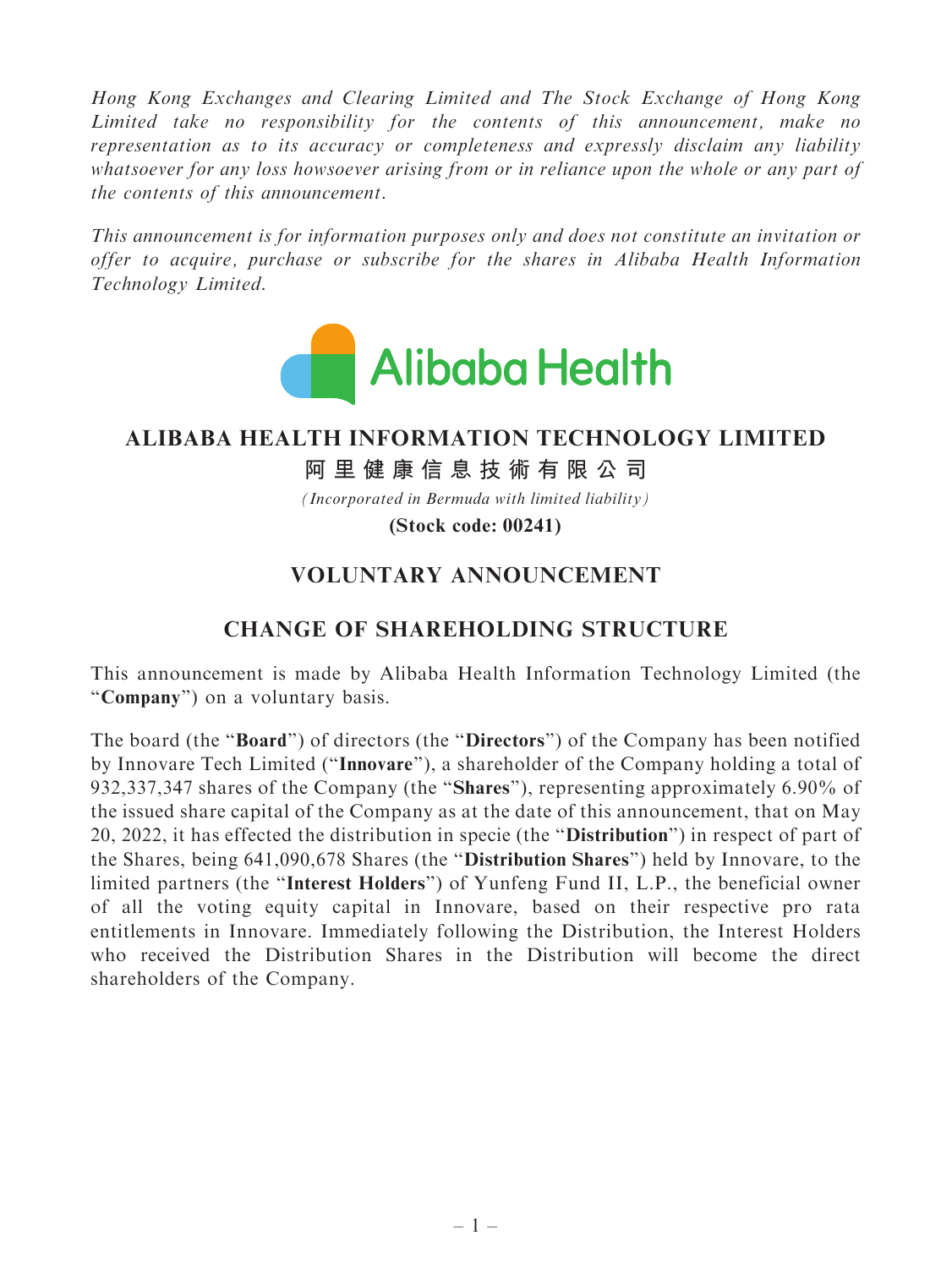*Hong Kong Exchanges and Clearing Limited and The Stock Exchange of Hong Kong Limited take no responsibility for the contents of this announcement, make no representation as to its accuracy or completeness and expressly disclaim any liability whatsoever for any loss howsoever arising from or in reliance upon the whole or any part of the contents of this announcement.*

*This announcement is for information purposes only and does not constitute an invitation or offer to acquire, purchase or subscribe for the shares in Alibaba Health Information Technology Limited.*

Alibaba Health

# ALIBABA HEALTH INFORMATION TECHNOLOGY LIMITED

# 阿里健康信息技術有限公司

*(Incorporated in Bermuda with limited liability)*

**(Stock code: 00241)**

## VOLUNTARY ANNOUNCEMENT

## CHANGE OF SHAREHOLDING STRUCTURE

This announcement is made by Alibaba Health Information Technology Limited (the "**Company**") on a voluntary basis.

The board (the "**Board**") of directors (the "**Directors**") of the Company has been notified by Innovare Tech Limited ("**Innovare**"), a shareholder of the Company holding a total of 932,337,347 shares of the Company (the "**Shares**"), representing approximately 6.90% of the issued share capital of the Company as at the date of this announcement, that on May 20, 2022, it has effected the distribution in specie (the "**Distribution**") in respect of part of the Shares, being 641,090,678 Shares (the "**Distribution Shares**") held by Innovare, to the limited partners (the "**Interest Holders**") of Yunfeng Fund II, L.P., the beneficial owner of all the voting equity capital in Innovare, based on their respective pro rata entitlements in Innovare. Immediately following the Distribution, the Interest Holders who received the Distribution Shares in the Distribution will become the direct shareholders of the Company.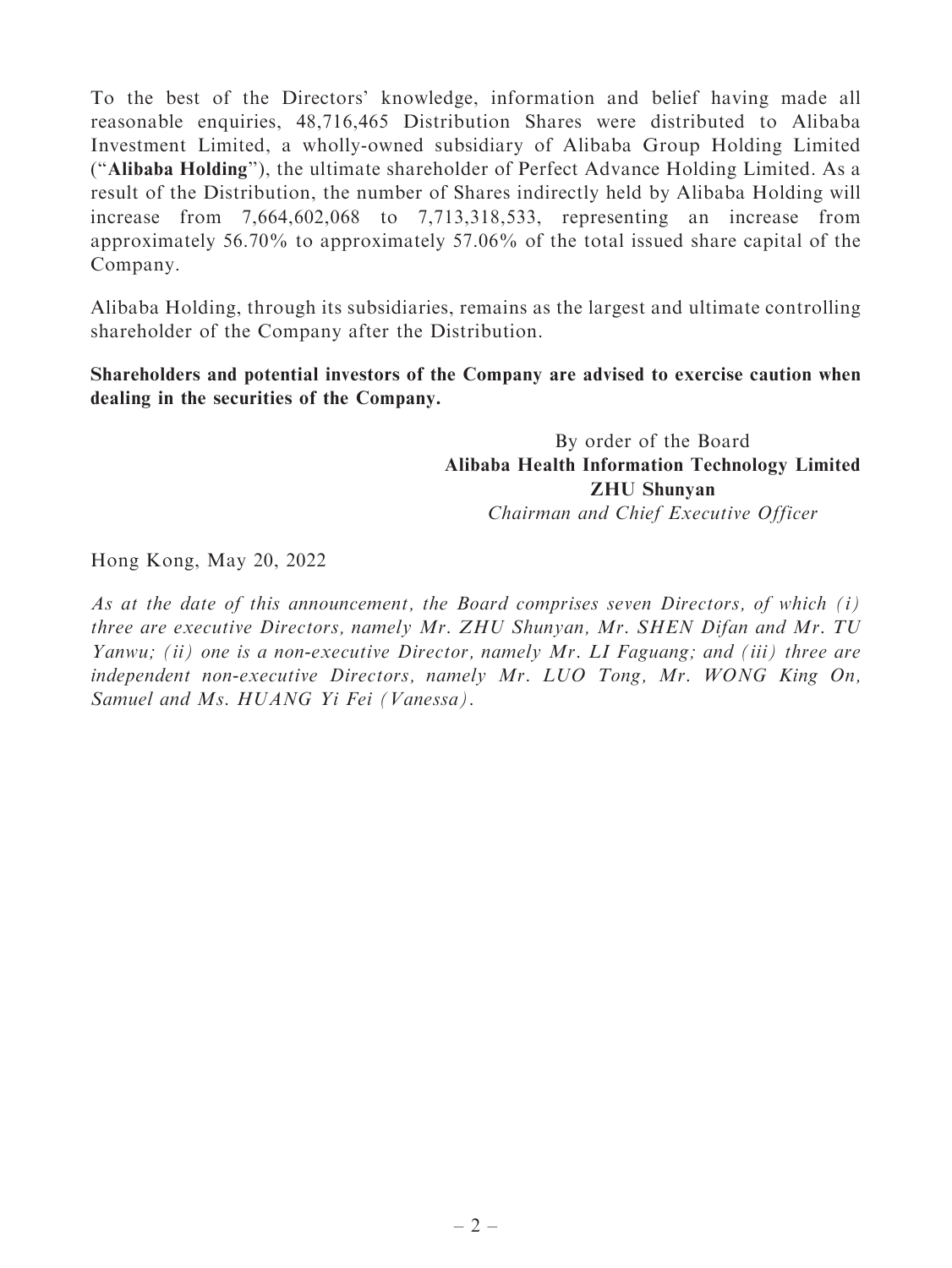To the best of the Directors' knowledge, information and belief having made all reasonable enquiries, 48,716,465 Distribution Shares were distributed to Alibaba Investment Limited, a wholly-owned subsidiary of Alibaba Group Holding Limited ("**Alibaba Holding**"), the ultimate shareholder of Perfect Advance Holding Limited. As a result of the Distribution, the number of Shares indirectly held by Alibaba Holding will increase from 7,664,602,068 to 7,713,318,533, representing an increase from approximately 56.70% to approximately 57.06% of the total issued share capital of the Company.

Alibaba Holding, through its subsidiaries, remains as the largest and ultimate controlling shareholder of the Company after the Distribution.

**Shareholders and potential investors of the Company are advised to exercise caution when dealing in the securities of the Company.**

By order of the Board
**Alibaba Health Information Technology Limited**
**ZHU Shunyan**
*Chairman and Chief Executive Officer*

Hong Kong, May 20, 2022

*As at the date of this announcement, the Board comprises seven Directors, of which (i) three are executive Directors, namely Mr. ZHU Shunyan, Mr. SHEN Difan and Mr. TU Yanwu; (ii) one is a non-executive Director, namely Mr. LI Faguang; and (iii) three are independent non-executive Directors, namely Mr. LUO Tong, Mr. WONG King On, Samuel and Ms. HUANG Yi Fei (Vanessa).*